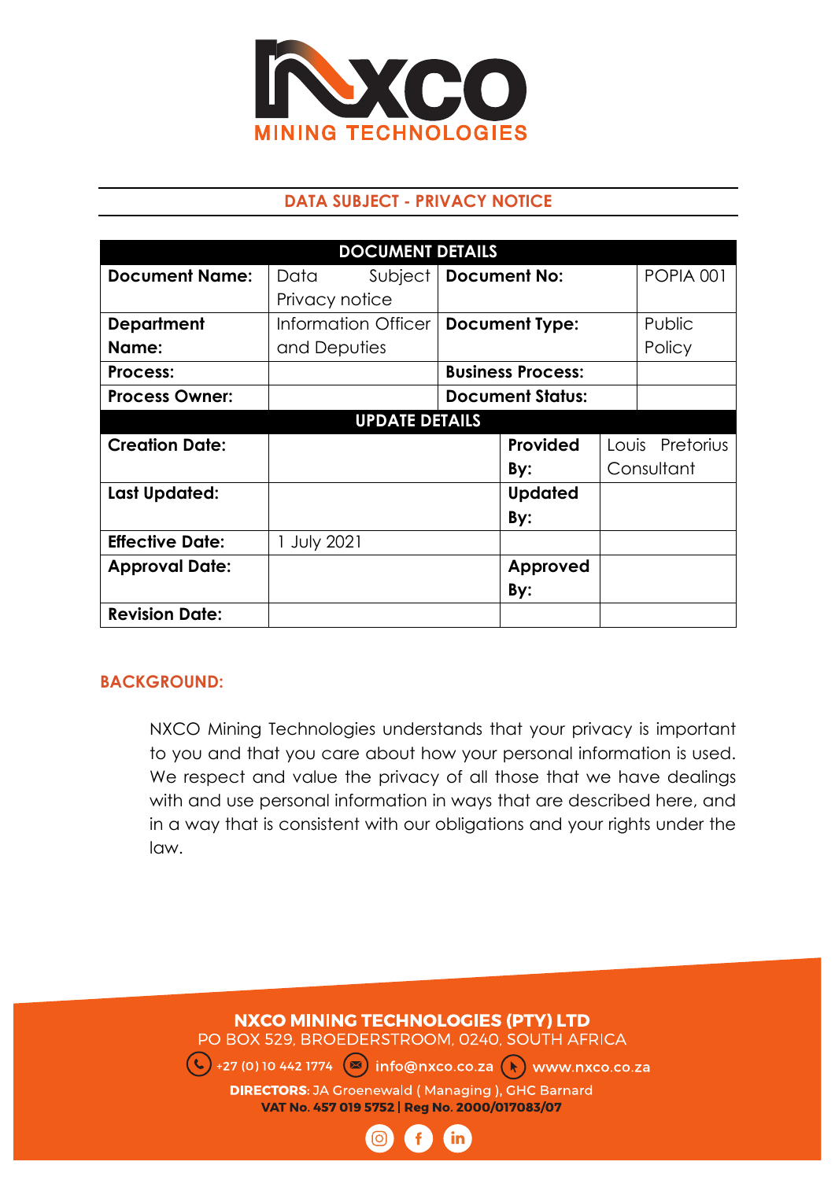# DATA SUBJECT - PRIVACY NOTICE

| DOCUMENT DETAILS | | | |
|---|---|---|---|
| **Document Name:** | Data Subject Privacy notice | **Document No:** | POPIA 001 |
| **Department Name:** | Information Officer and Deputies | **Document Type:** | Public Policy |
| **Process:** | | **Business Process:** | |
| **Process Owner:** | | **Document Status:** | |

| UPDATE DETAILS | | | |
|---|---|---|---|
| **Creation Date:** | | **Provided By:** | Louis Pretorius Consultant |
| **Last Updated:** | | **Updated By:** | |
| **Effective Date:** | 1 July 2021 | | |
| **Approval Date:** | | **Approved By:** | |
| **Revision Date:** | | | |

## BACKGROUND:

NXCO Mining Technologies understands that your privacy is important to you and that you care about how your personal information is used. We respect and value the privacy of all those that we have dealings with and use personal information in ways that are described here, and in a way that is consistent with our obligations and your rights under the law.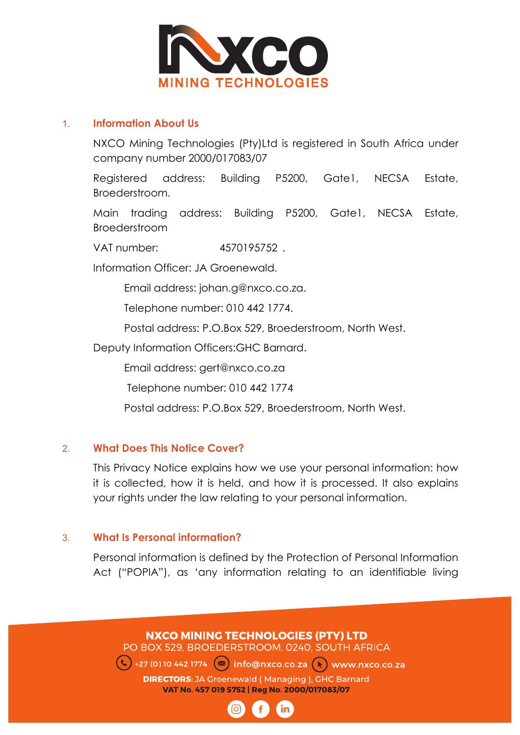## 1. Information About Us

NXCO Mining Technologies (Pty)Ltd is registered in South Africa under company number 2000/017083/07

Registered address: Building P5200, Gate1, NECSA Estate, Broederstroom.

Main trading address: Building P5200, Gate1, NECSA Estate, Broederstroom

VAT number: 4570195752 .

Information Officer: JA Groenewald.

Email address: johan.g@nxco.co.za.

Telephone number: 010 442 1774.

Postal address: P.O.Box 529, Broederstroom, North West.

Deputy Information Officers:GHC Barnard.

Email address: gert@nxco.co.za

Telephone number: 010 442 1774

Postal address: P.O.Box 529, Broederstroom, North West.

## 2. What Does This Notice Cover?

This Privacy Notice explains how we use your personal information: how it is collected, how it is held, and how it is processed. It also explains your rights under the law relating to your personal information.

## 3. What Is Personal information?

Personal information is defined by the Protection of Personal Information Act ("POPIA"), as 'any information relating to an identifiable living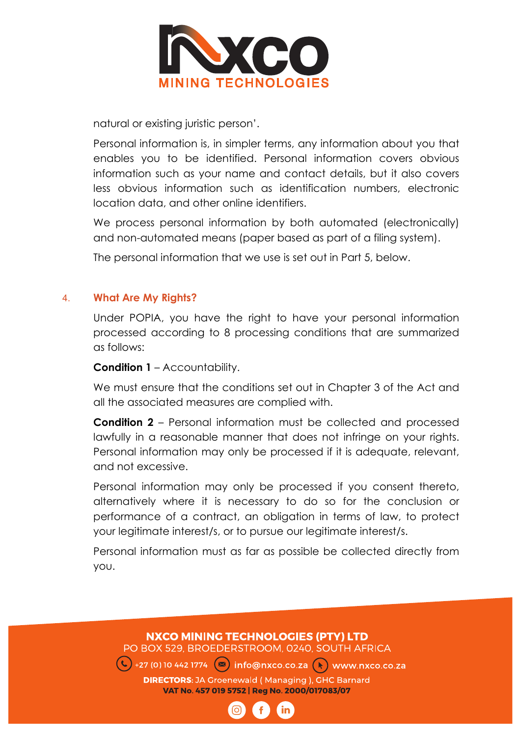natural or existing juristic person'.

Personal information is, in simpler terms, any information about you that enables you to be identified. Personal information covers obvious information such as your name and contact details, but it also covers less obvious information such as identification numbers, electronic location data, and other online identifiers.

We process personal information by both automated (electronically) and non-automated means (paper based as part of a filing system).

The personal information that we use is set out in Part 5, below.

## 4. What Are My Rights?

Under POPIA, you have the right to have your personal information processed according to 8 processing conditions that are summarized as follows:

**Condition 1** – Accountability.

We must ensure that the conditions set out in Chapter 3 of the Act and all the associated measures are complied with.

**Condition 2** – Personal information must be collected and processed lawfully in a reasonable manner that does not infringe on your rights. Personal information may only be processed if it is adequate, relevant, and not excessive.

Personal information may only be processed if you consent thereto, alternatively where it is necessary to do so for the conclusion or performance of a contract, an obligation in terms of law, to protect your legitimate interest/s, or to pursue our legitimate interest/s.

Personal information must as far as possible be collected directly from you.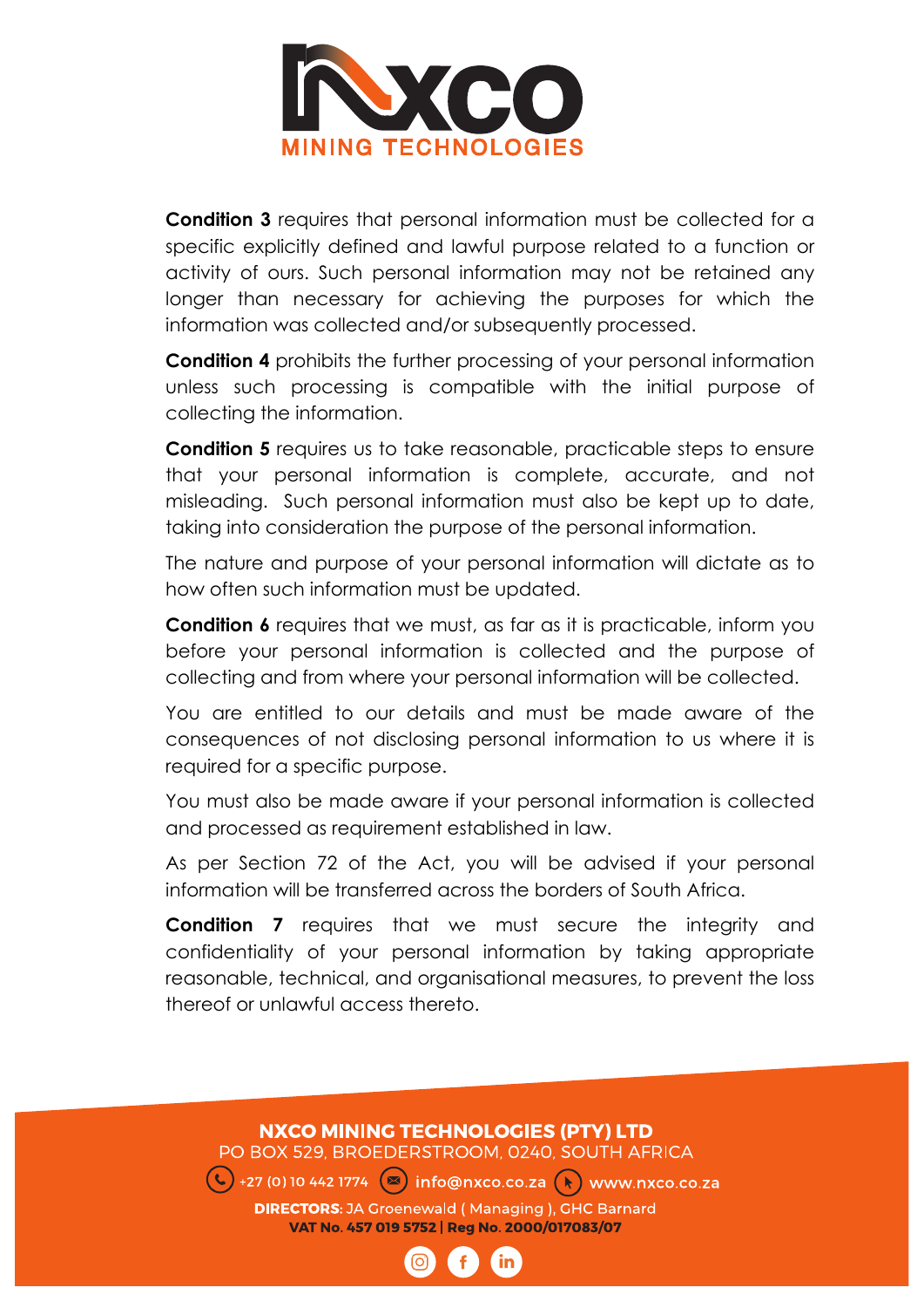**Condition 3** requires that personal information must be collected for a specific explicitly defined and lawful purpose related to a function or activity of ours. Such personal information may not be retained any longer than necessary for achieving the purposes for which the information was collected and/or subsequently processed.

**Condition 4** prohibits the further processing of your personal information unless such processing is compatible with the initial purpose of collecting the information.

**Condition 5** requires us to take reasonable, practicable steps to ensure that your personal information is complete, accurate, and not misleading. Such personal information must also be kept up to date, taking into consideration the purpose of the personal information.

The nature and purpose of your personal information will dictate as to how often such information must be updated.

**Condition 6** requires that we must, as far as it is practicable, inform you before your personal information is collected and the purpose of collecting and from where your personal information will be collected.

You are entitled to our details and must be made aware of the consequences of not disclosing personal information to us where it is required for a specific purpose.

You must also be made aware if your personal information is collected and processed as requirement established in law.

As per Section 72 of the Act, you will be advised if your personal information will be transferred across the borders of South Africa.

**Condition 7** requires that we must secure the integrity and confidentiality of your personal information by taking appropriate reasonable, technical, and organisational measures, to prevent the loss thereof or unlawful access thereto.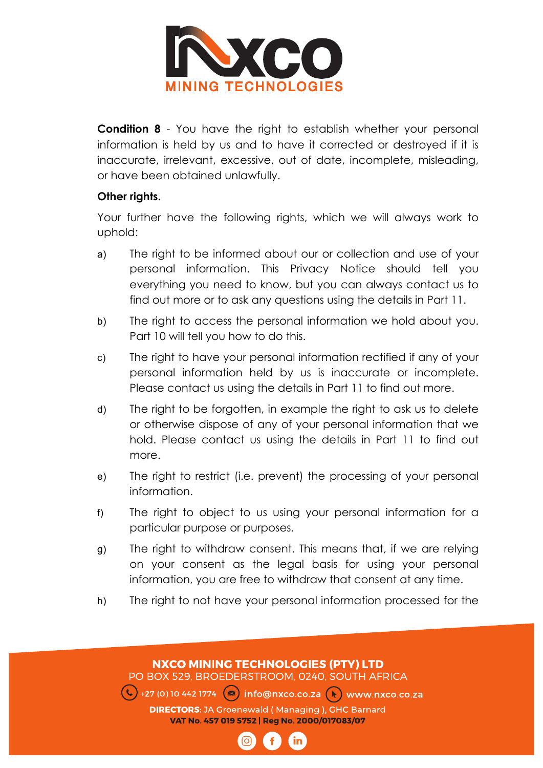**Condition 8** - You have the right to establish whether your personal information is held by us and to have it corrected or destroyed if it is inaccurate, irrelevant, excessive, out of date, incomplete, misleading, or have been obtained unlawfully.

**Other rights.**

Your further have the following rights, which we will always work to uphold:

a) The right to be informed about our or collection and use of your personal information. This Privacy Notice should tell you everything you need to know, but you can always contact us to find out more or to ask any questions using the details in Part 11.

b) The right to access the personal information we hold about you. Part 10 will tell you how to do this.

c) The right to have your personal information rectified if any of your personal information held by us is inaccurate or incomplete. Please contact us using the details in Part 11 to find out more.

d) The right to be forgotten, in example the right to ask us to delete or otherwise dispose of any of your personal information that we hold. Please contact us using the details in Part 11 to find out more.

e) The right to restrict (i.e. prevent) the processing of your personal information.

f) The right to object to us using your personal information for a particular purpose or purposes.

g) The right to withdraw consent. This means that, if we are relying on your consent as the legal basis for using your personal information, you are free to withdraw that consent at any time.

h) The right to not have your personal information processed for the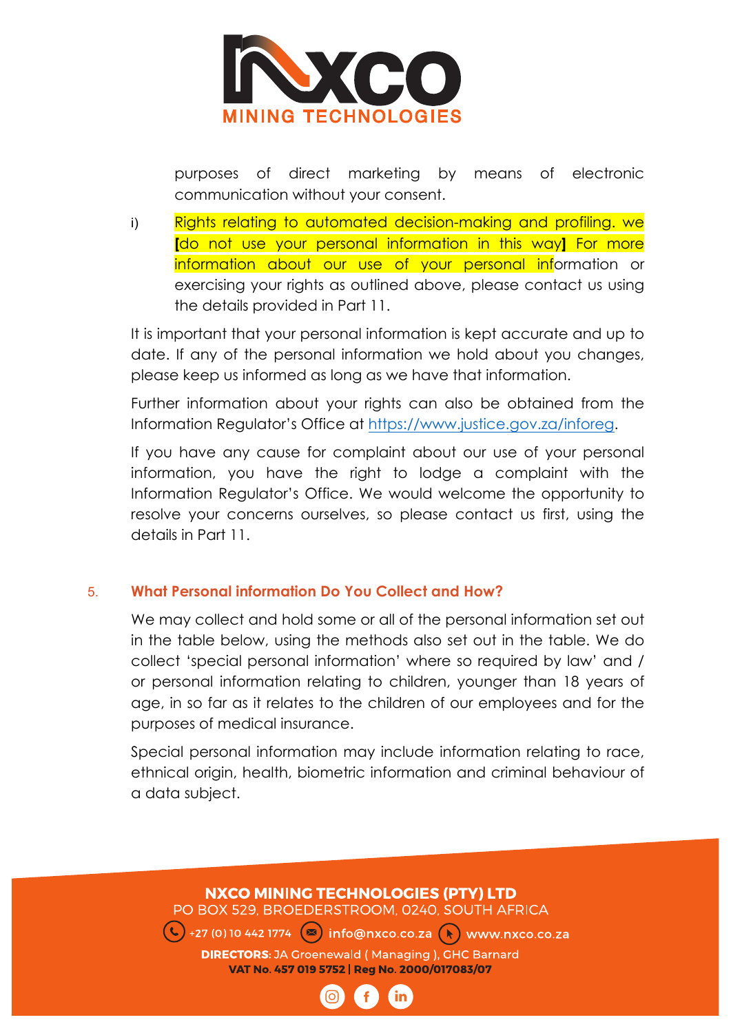purposes of direct marketing by means of electronic communication without your consent.

i) Rights relating to automated decision-making and profiling. we [do not use your personal information in this way] For more information about our use of your personal information or exercising your rights as outlined above, please contact us using the details provided in Part 11.

It is important that your personal information is kept accurate and up to date. If any of the personal information we hold about you changes, please keep us informed as long as we have that information.

Further information about your rights can also be obtained from the Information Regulator's Office at https://www.justice.gov.za/inforeg.

If you have any cause for complaint about our use of your personal information, you have the right to lodge a complaint with the Information Regulator's Office. We would welcome the opportunity to resolve your concerns ourselves, so please contact us first, using the details in Part 11.

## 5. What Personal information Do You Collect and How?

We may collect and hold some or all of the personal information set out in the table below, using the methods also set out in the table. We do collect 'special personal information' where so required by law' and / or personal information relating to children, younger than 18 years of age, in so far as it relates to the children of our employees and for the purposes of medical insurance.

Special personal information may include information relating to race, ethnical origin, health, biometric information and criminal behaviour of a data subject.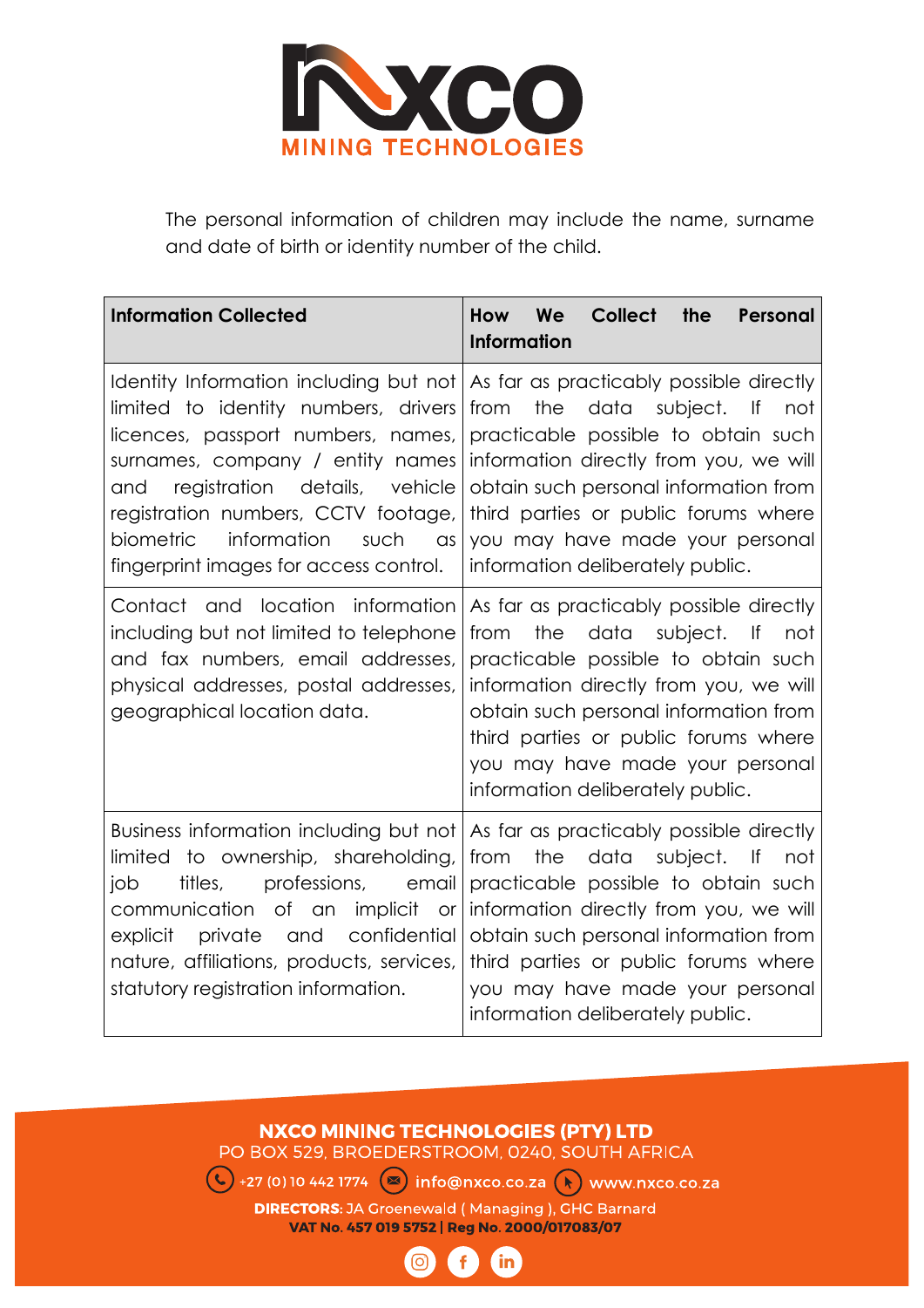The personal information of children may include the name, surname and date of birth or identity number of the child.

| Information Collected | How We Collect the Personal Information |
| --- | --- |
| Identity Information including but not limited to identity numbers, drivers licences, passport numbers, names, surnames, company / entity names and registration details, vehicle registration numbers, CCTV footage, biometric information such as fingerprint images for access control. | As far as practicably possible directly from the data subject. If not practicable possible to obtain such information directly from you, we will obtain such personal information from third parties or public forums where you may have made your personal information deliberately public. |
| Contact and location information including but not limited to telephone and fax numbers, email addresses, physical addresses, postal addresses, geographical location data. | As far as practicably possible directly from the data subject. If not practicable possible to obtain such information directly from you, we will obtain such personal information from third parties or public forums where you may have made your personal information deliberately public. |
| Business information including but not limited to ownership, shareholding, job titles, professions, email communication of an implicit or explicit private and confidential nature, affiliations, products, services, statutory registration information. | As far as practicably possible directly from the data subject. If not practicable possible to obtain such information directly from you, we will obtain such personal information from third parties or public forums where you may have made your personal information deliberately public. |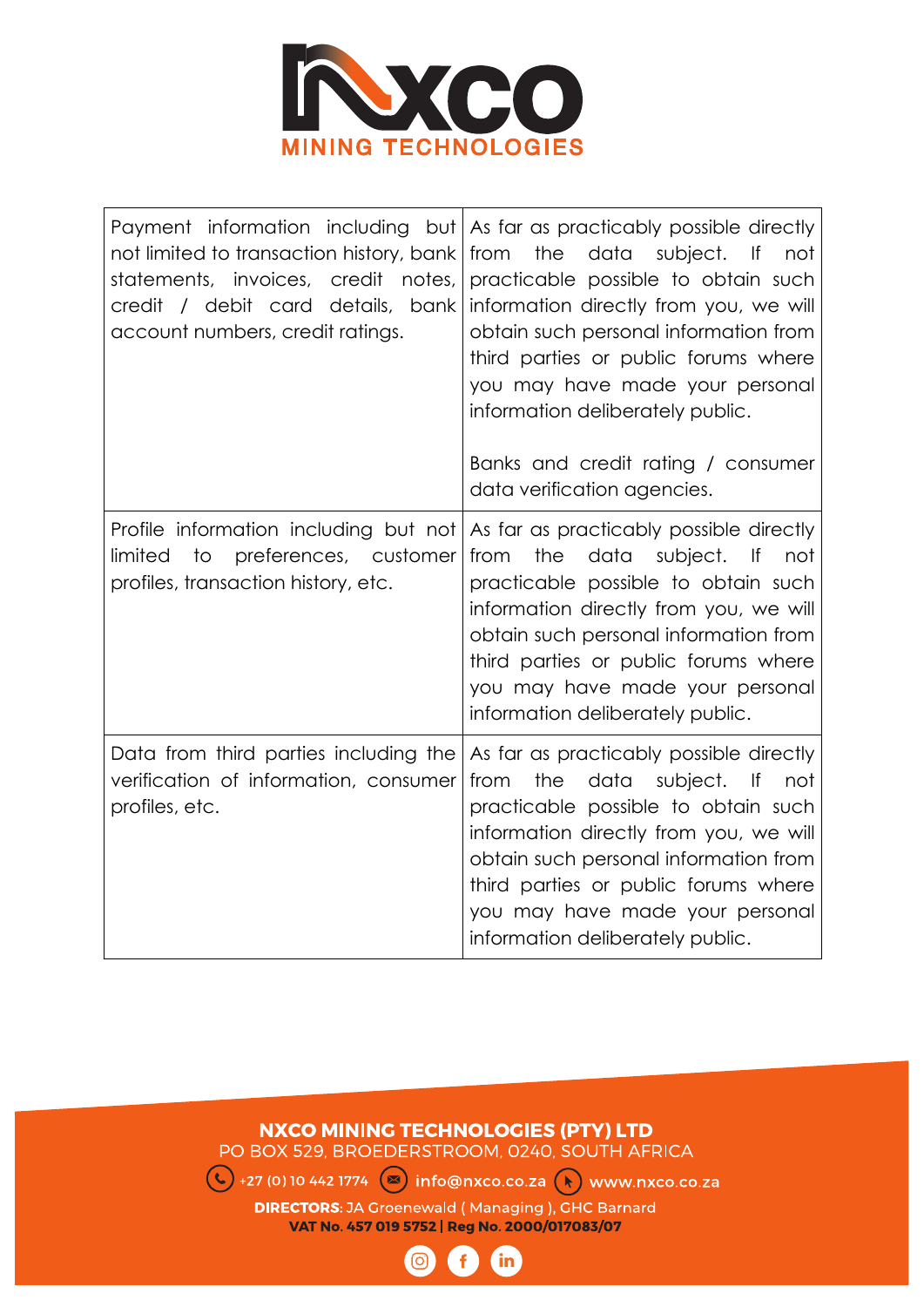| Payment information including but not limited to transaction history, bank statements, invoices, credit notes, credit / debit card details, bank account numbers, credit ratings. | As far as practicably possible directly from the data subject. If not practicable possible to obtain such information directly from you, we will obtain such personal information from third parties or public forums where you may have made your personal information deliberately public.<br><br>Banks and credit rating / consumer data verification agencies. |
|---|---|
| Profile information including but not limited to preferences, customer profiles, transaction history, etc. | As far as practicably possible directly from the data subject. If not practicable possible to obtain such information directly from you, we will obtain such personal information from third parties or public forums where you may have made your personal information deliberately public. |
| Data from third parties including the verification of information, consumer profiles, etc. | As far as practicably possible directly from the data subject. If not practicable possible to obtain such information directly from you, we will obtain such personal information from third parties or public forums where you may have made your personal information deliberately public. |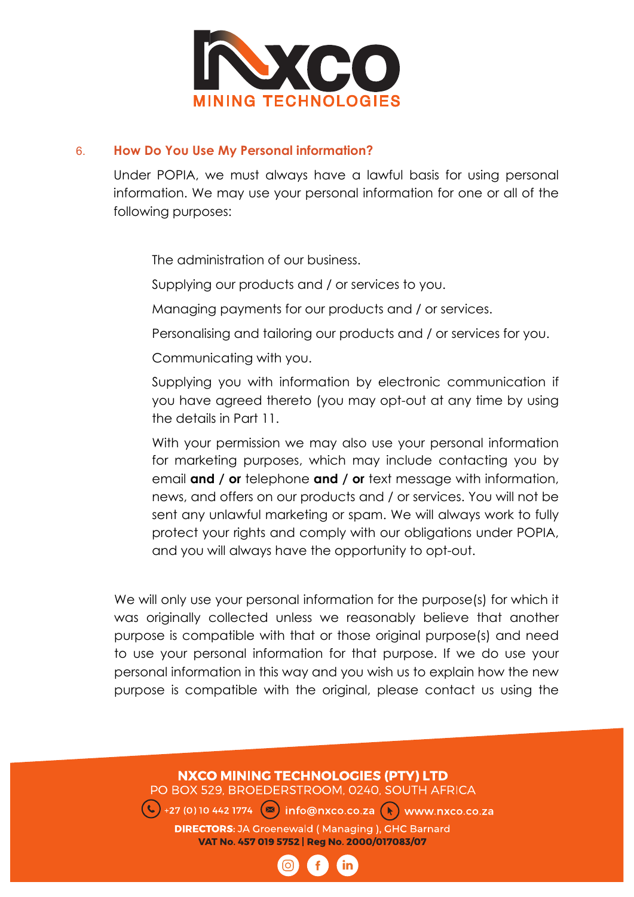## 6. How Do You Use My Personal information?

Under POPIA, we must always have a lawful basis for using personal information. We may use your personal information for one or all of the following purposes:

The administration of our business.

Supplying our products and / or services to you.

Managing payments for our products and / or services.

Personalising and tailoring our products and / or services for you.

Communicating with you.

Supplying you with information by electronic communication if you have agreed thereto (you may opt-out at any time by using the details in Part 11.

With your permission we may also use your personal information for marketing purposes, which may include contacting you by email **and / or** telephone **and / or** text message with information, news, and offers on our products and / or services. You will not be sent any unlawful marketing or spam. We will always work to fully protect your rights and comply with our obligations under POPIA, and you will always have the opportunity to opt-out.

We will only use your personal information for the purpose(s) for which it was originally collected unless we reasonably believe that another purpose is compatible with that or those original purpose(s) and need to use your personal information for that purpose. If we do use your personal information in this way and you wish us to explain how the new purpose is compatible with the original, please contact us using the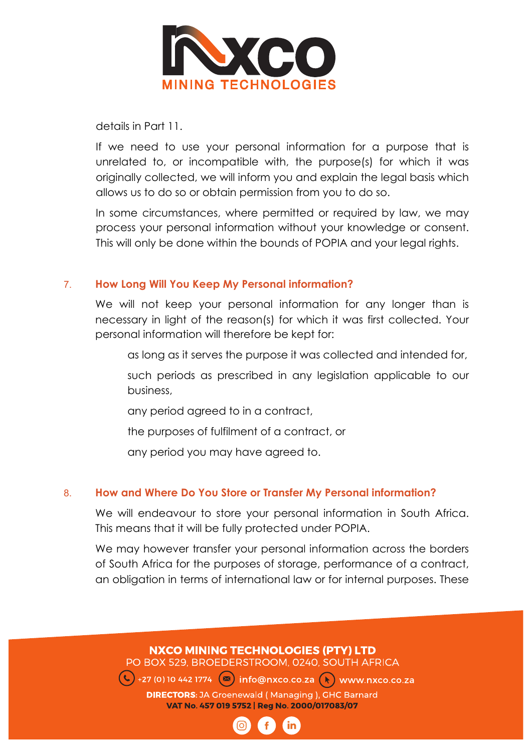details in Part 11.

If we need to use your personal information for a purpose that is unrelated to, or incompatible with, the purpose(s) for which it was originally collected, we will inform you and explain the legal basis which allows us to do so or obtain permission from you to do so.

In some circumstances, where permitted or required by law, we may process your personal information without your knowledge or consent. This will only be done within the bounds of POPIA and your legal rights.

## 7. How Long Will You Keep My Personal information?

We will not keep your personal information for any longer than is necessary in light of the reason(s) for which it was first collected. Your personal information will therefore be kept for:

- as long as it serves the purpose it was collected and intended for,
- such periods as prescribed in any legislation applicable to our business,
- any period agreed to in a contract,
- the purposes of fulfilment of a contract, or
- any period you may have agreed to.

## 8. How and Where Do You Store or Transfer My Personal information?

We will endeavour to store your personal information in South Africa. This means that it will be fully protected under POPIA.

We may however transfer your personal information across the borders of South Africa for the purposes of storage, performance of a contract, an obligation in terms of international law or for internal purposes. These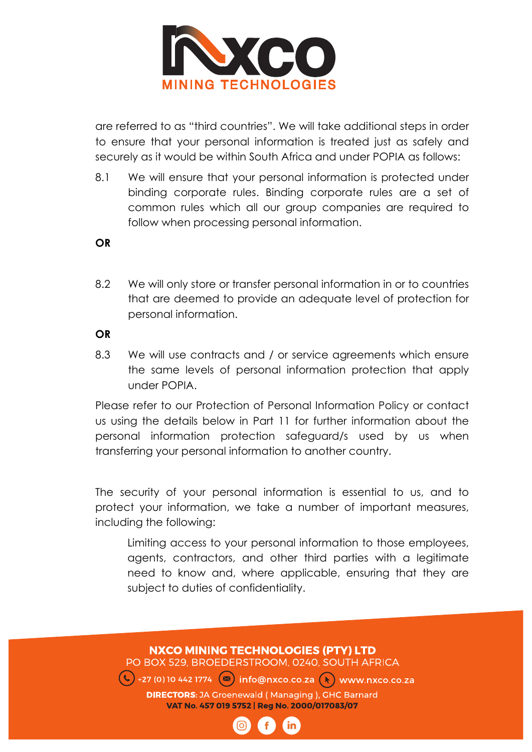are referred to as "third countries". We will take additional steps in order to ensure that your personal information is treated just as safely and securely as it would be within South Africa and under POPIA as follows:

8.1 We will ensure that your personal information is protected under binding corporate rules. Binding corporate rules are a set of common rules which all our group companies are required to follow when processing personal information.

**OR**

8.2 We will only store or transfer personal information in or to countries that are deemed to provide an adequate level of protection for personal information.

**OR**

8.3 We will use contracts and / or service agreements which ensure the same levels of personal information protection that apply under POPIA.

Please refer to our Protection of Personal Information Policy or contact us using the details below in Part 11 for further information about the personal information protection safeguard/s used by us when transferring your personal information to another country.

The security of your personal information is essential to us, and to protect your information, we take a number of important measures, including the following:

Limiting access to your personal information to those employees, agents, contractors, and other third parties with a legitimate need to know and, where applicable, ensuring that they are subject to duties of confidentiality.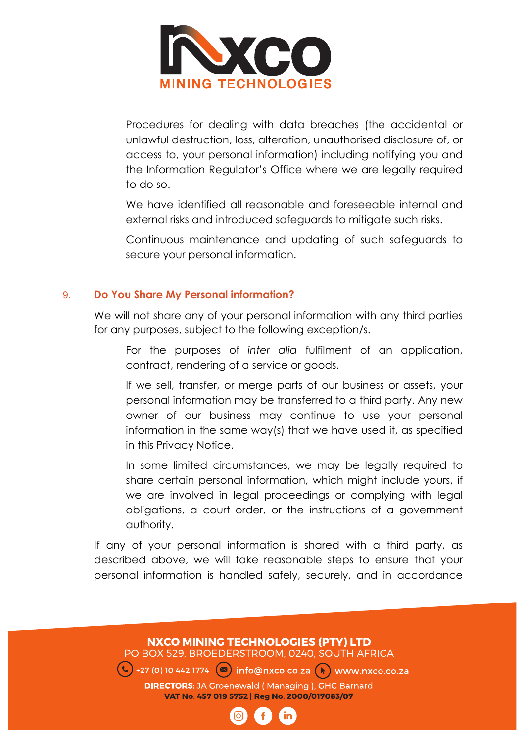Procedures for dealing with data breaches (the accidental or unlawful destruction, loss, alteration, unauthorised disclosure of, or access to, your personal information) including notifying you and the Information Regulator's Office where we are legally required to do so.

We have identified all reasonable and foreseeable internal and external risks and introduced safeguards to mitigate such risks.

Continuous maintenance and updating of such safeguards to secure your personal information.

## 9. Do You Share My Personal information?

We will not share any of your personal information with any third parties for any purposes, subject to the following exception/s.

For the purposes of *inter alia* fulfilment of an application, contract, rendering of a service or goods.

If we sell, transfer, or merge parts of our business or assets, your personal information may be transferred to a third party. Any new owner of our business may continue to use your personal information in the same way(s) that we have used it, as specified in this Privacy Notice.

In some limited circumstances, we may be legally required to share certain personal information, which might include yours, if we are involved in legal proceedings or complying with legal obligations, a court order, or the instructions of a government authority.

If any of your personal information is shared with a third party, as described above, we will take reasonable steps to ensure that your personal information is handled safely, securely, and in accordance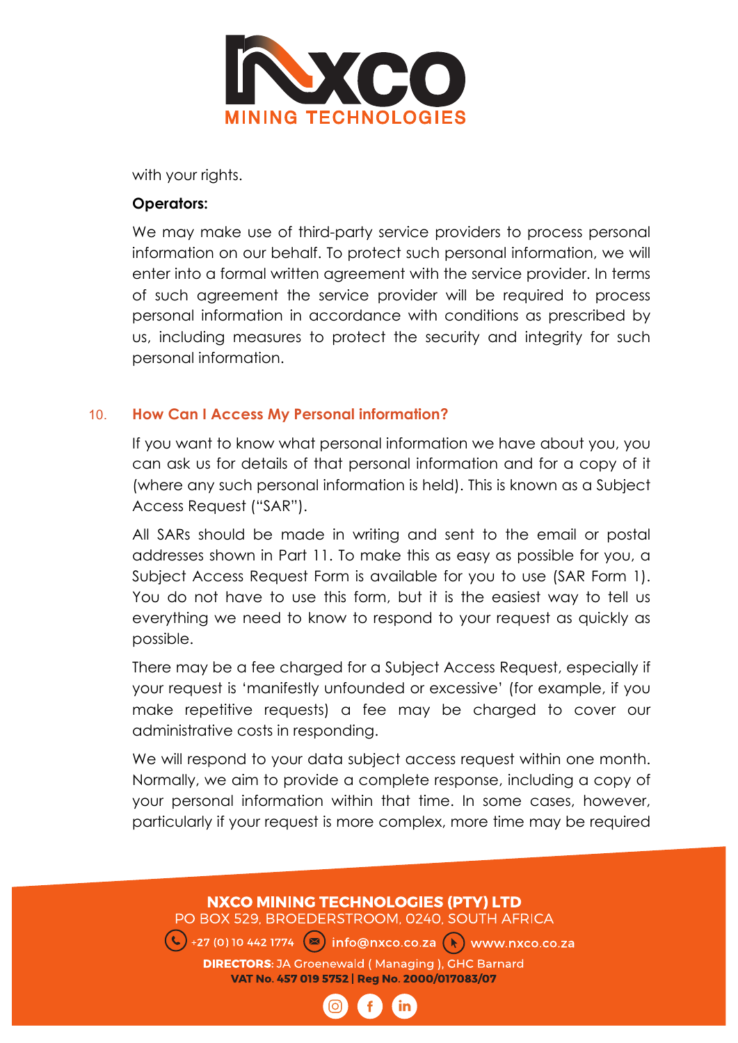with your rights.

**Operators:**

We may make use of third-party service providers to process personal information on our behalf. To protect such personal information, we will enter into a formal written agreement with the service provider. In terms of such agreement the service provider will be required to process personal information in accordance with conditions as prescribed by us, including measures to protect the security and integrity for such personal information.

## 10. How Can I Access My Personal information?

If you want to know what personal information we have about you, you can ask us for details of that personal information and for a copy of it (where any such personal information is held). This is known as a Subject Access Request ("SAR").

All SARs should be made in writing and sent to the email or postal addresses shown in Part 11. To make this as easy as possible for you, a Subject Access Request Form is available for you to use (SAR Form 1). You do not have to use this form, but it is the easiest way to tell us everything we need to know to respond to your request as quickly as possible.

There may be a fee charged for a Subject Access Request, especially if your request is 'manifestly unfounded or excessive' (for example, if you make repetitive requests) a fee may be charged to cover our administrative costs in responding.

We will respond to your data subject access request within one month. Normally, we aim to provide a complete response, including a copy of your personal information within that time. In some cases, however, particularly if your request is more complex, more time may be required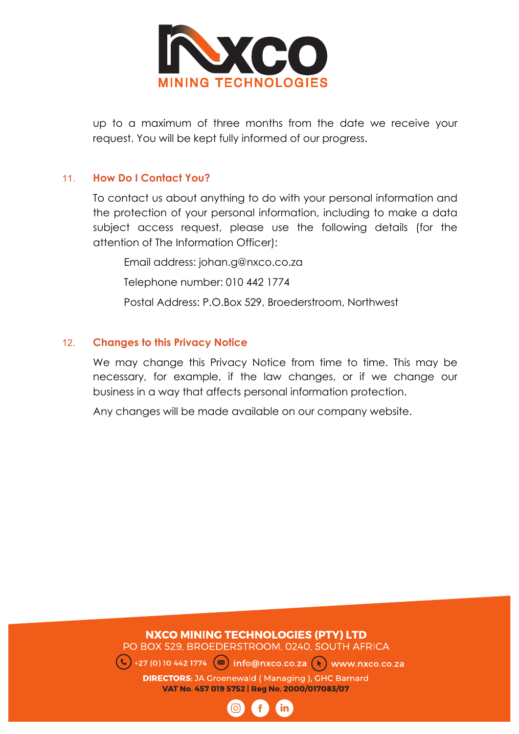up to a maximum of three months from the date we receive your request. You will be kept fully informed of our progress.

## 11. How Do I Contact You?

To contact us about anything to do with your personal information and the protection of your personal information, including to make a data subject access request, please use the following details (for the attention of The Information Officer):

Email address: johan.g@nxco.co.za

Telephone number: 010 442 1774

Postal Address: P.O.Box 529, Broederstroom, Northwest

## 12. Changes to this Privacy Notice

We may change this Privacy Notice from time to time. This may be necessary, for example, if the law changes, or if we change our business in a way that affects personal information protection.

Any changes will be made available on our company website.